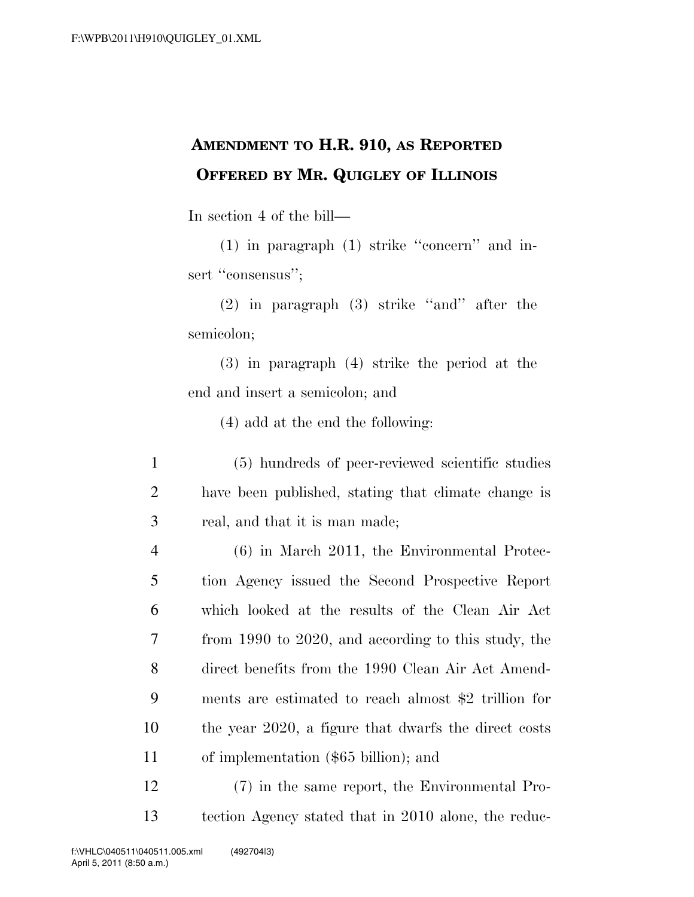# Amendment to H.R. 910, as Reported
## Offered by Mr. Quigley of Illinois

In section 4 of the bill—

(1) in paragraph (1) strike ''concern'' and insert ''consensus'';

(2) in paragraph (3) strike ''and'' after the semicolon;

(3) in paragraph (4) strike the period at the end and insert a semicolon; and

(4) add at the end the following:

(5) hundreds of peer-reviewed scientific studies have been published, stating that climate change is real, and that it is man made;

(6) in March 2011, the Environmental Protection Agency issued the Second Prospective Report which looked at the results of the Clean Air Act from 1990 to 2020, and according to this study, the direct benefits from the 1990 Clean Air Act Amendments are estimated to reach almost $2 trillion for the year 2020, a figure that dwarfs the direct costs of implementation ($65 billion); and

(7) in the same report, the Environmental Protection Agency stated that in 2010 alone, the reduc-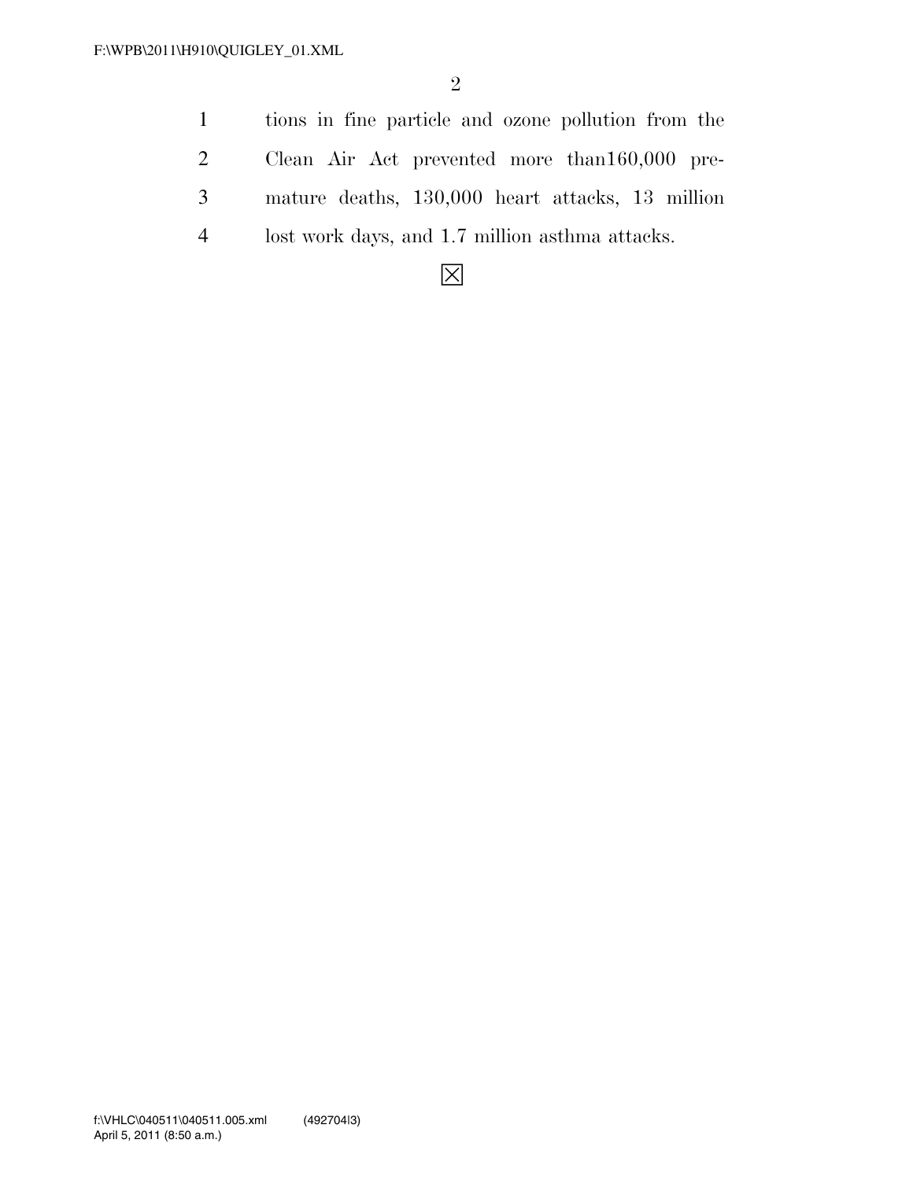tions in fine particle and ozone pollution from the Clean Air Act prevented more than160,000 premature deaths, 130,000 heart attacks, 13 million lost work days, and 1.7 million asthma attacks.

☒